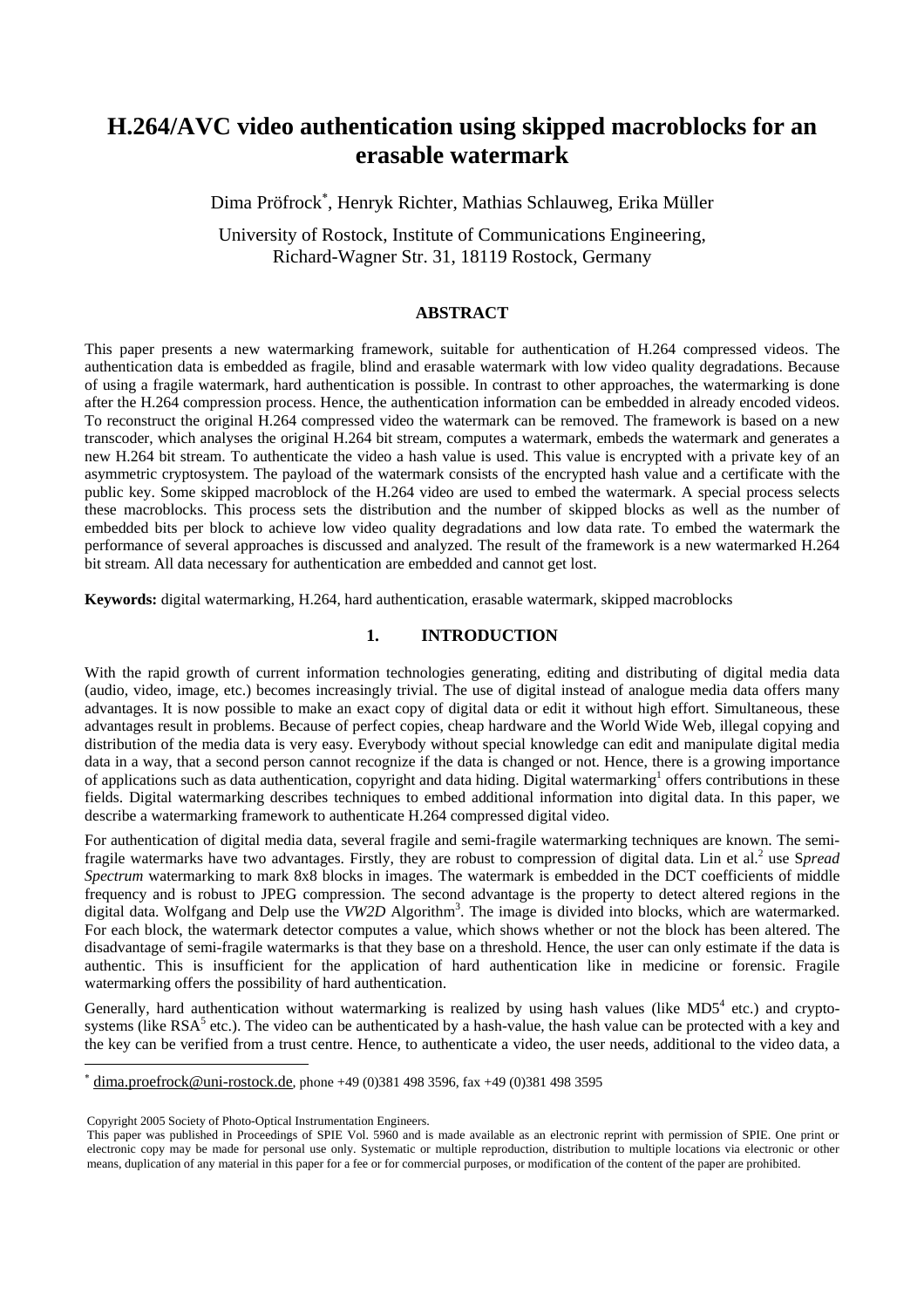# H.264/AVC video authentication using skipped macroblocks for an erasable watermark

Dima Pröfrock[*], Henryk Richter, Mathias Schlauweg, Erika Müller

University of Rostock, Institute of Communications Engineering, Richard-Wagner Str. 31, 18119 Rostock, Germany

## ABSTRACT

This paper presents a new watermarking framework, suitable for authentication of H.264 compressed videos. The authentication data is embedded as fragile, blind and erasable watermark with low video quality degradations. Because of using a fragile watermark, hard authentication is possible. In contrast to other approaches, the watermarking is done after the H.264 compression process. Hence, the authentication information can be embedded in already encoded videos. To reconstruct the original H.264 compressed video the watermark can be removed. The framework is based on a new transcoder, which analyses the original H.264 bit stream, computes a watermark, embeds the watermark and generates a new H.264 bit stream. To authenticate the video a hash value is used. This value is encrypted with a private key of an asymmetric cryptosystem. The payload of the watermark consists of the encrypted hash value and a certificate with the public key. Some skipped macroblock of the H.264 video are used to embed the watermark. A special process selects these macroblocks. This process sets the distribution and the number of skipped blocks as well as the number of embedded bits per block to achieve low video quality degradations and low data rate. To embed the watermark the performance of several approaches is discussed and analyzed. The result of the framework is a new watermarked H.264 bit stream. All data necessary for authentication are embedded and cannot get lost.

**Keywords:** digital watermarking, H.264, hard authentication, erasable watermark, skipped macroblocks

## 1. INTRODUCTION

With the rapid growth of current information technologies generating, editing and distributing of digital media data (audio, video, image, etc.) becomes increasingly trivial. The use of digital instead of analogue media data offers many advantages. It is now possible to make an exact copy of digital data or edit it without high effort. Simultaneous, these advantages result in problems. Because of perfect copies, cheap hardware and the World Wide Web, illegal copying and distribution of the media data is very easy. Everybody without special knowledge can edit and manipulate digital media data in a way, that a second person cannot recognize if the data is changed or not. Hence, there is a growing importance of applications such as data authentication, copyright and data hiding. Digital watermarking[1] offers contributions in these fields. Digital watermarking describes techniques to embed additional information into digital data. In this paper, we describe a watermarking framework to authenticate H.264 compressed digital video.

For authentication of digital media data, several fragile and semi-fragile watermarking techniques are known. The semi-fragile watermarks have two advantages. Firstly, they are robust to compression of digital data. Lin et al.[2] use S*pread Spectrum* watermarking to mark 8x8 blocks in images. The watermark is embedded in the DCT coefficients of middle frequency and is robust to JPEG compression. The second advantage is the property to detect altered regions in the digital data. Wolfgang and Delp use the *VW2D* Algorithm[3]. The image is divided into blocks, which are watermarked. For each block, the watermark detector computes a value, which shows whether or not the block has been altered. The disadvantage of semi-fragile watermarks is that they base on a threshold. Hence, the user can only estimate if the data is authentic. This is insufficient for the application of hard authentication like in medicine or forensic. Fragile watermarking offers the possibility of hard authentication.

Generally, hard authentication without watermarking is realized by using hash values (like MD5[4] etc.) and crypto-systems (like RSA[5] etc.). The video can be authenticated by a hash-value, the hash value can be protected with a key and the key can be verified from a trust centre. Hence, to authenticate a video, the user needs, additional to the video data, a

---

[*] dima.proefrock@uni-rostock.de, phone +49 (0)381 498 3596, fax +49 (0)381 498 3595

Copyright 2005 Society of Photo-Optical Instrumentation Engineers.
This paper was published in Proceedings of SPIE Vol. 5960 and is made available as an electronic reprint with permission of SPIE. One print or electronic copy may be made for personal use only. Systematic or multiple reproduction, distribution to multiple locations via electronic or other means, duplication of any material in this paper for a fee or for commercial purposes, or modification of the content of the paper are prohibited.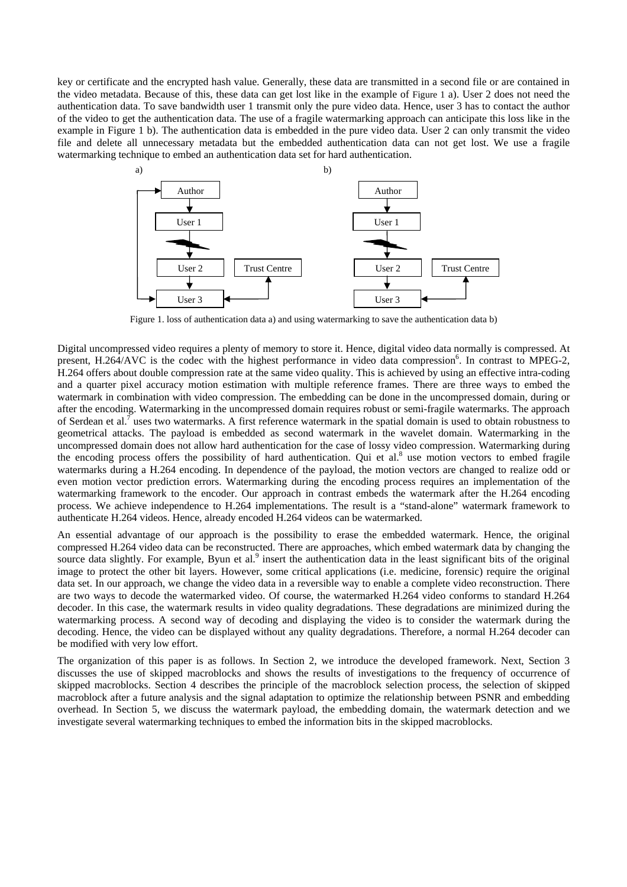key or certificate and the encrypted hash value. Generally, these data are transmitted in a second file or are contained in the video metadata. Because of this, these data can get lost like in the example of Figure 1 a). User 2 does not need the authentication data. To save bandwidth user 1 transmit only the pure video data. Hence, user 3 has to contact the author of the video to get the authentication data. The use of a fragile watermarking approach can anticipate this loss like in the example in Figure 1 b). The authentication data is embedded in the pure video data. User 2 can only transmit the video file and delete all unnecessary metadata but the embedded authentication data can not get lost. We use a fragile watermarking technique to embed an authentication data set for hard authentication.

Figure 1. loss of authentication data a) and using watermarking to save the authentication data b)

Digital uncompressed video requires a plenty of memory to store it. Hence, digital video data normally is compressed. At present, H.264/AVC is the codec with the highest performance in video data compression[6]. In contrast to MPEG-2, H.264 offers about double compression rate at the same video quality. This is achieved by using an effective intra-coding and a quarter pixel accuracy motion estimation with multiple reference frames. There are three ways to embed the watermark in combination with video compression. The embedding can be done in the uncompressed domain, during or after the encoding. Watermarking in the uncompressed domain requires robust or semi-fragile watermarks. The approach of Serdean et al.[7] uses two watermarks. A first reference watermark in the spatial domain is used to obtain robustness to geometrical attacks. The payload is embedded as second watermark in the wavelet domain. Watermarking in the uncompressed domain does not allow hard authentication for the case of lossy video compression. Watermarking during the encoding process offers the possibility of hard authentication. Qui et al.[8] use motion vectors to embed fragile watermarks during a H.264 encoding. In dependence of the payload, the motion vectors are changed to realize odd or even motion vector prediction errors. Watermarking during the encoding process requires an implementation of the watermarking framework to the encoder. Our approach in contrast embeds the watermark after the H.264 encoding process. We achieve independence to H.264 implementations. The result is a "stand-alone" watermark framework to authenticate H.264 videos. Hence, already encoded H.264 videos can be watermarked.

An essential advantage of our approach is the possibility to erase the embedded watermark. Hence, the original compressed H.264 video data can be reconstructed. There are approaches, which embed watermark data by changing the source data slightly. For example, Byun et al.[9] insert the authentication data in the least significant bits of the original image to protect the other bit layers. However, some critical applications (i.e. medicine, forensic) require the original data set. In our approach, we change the video data in a reversible way to enable a complete video reconstruction. There are two ways to decode the watermarked video. Of course, the watermarked H.264 video conforms to standard H.264 decoder. In this case, the watermark results in video quality degradations. These degradations are minimized during the watermarking process. A second way of decoding and displaying the video is to consider the watermark during the decoding. Hence, the video can be displayed without any quality degradations. Therefore, a normal H.264 decoder can be modified with very low effort.

The organization of this paper is as follows. In Section 2, we introduce the developed framework. Next, Section 3 discusses the use of skipped macroblocks and shows the results of investigations to the frequency of occurrence of skipped macroblocks. Section 4 describes the principle of the macroblock selection process, the selection of skipped macroblock after a future analysis and the signal adaptation to optimize the relationship between PSNR and embedding overhead. In Section 5, we discuss the watermark payload, the embedding domain, the watermark detection and we investigate several watermarking techniques to embed the information bits in the skipped macroblocks.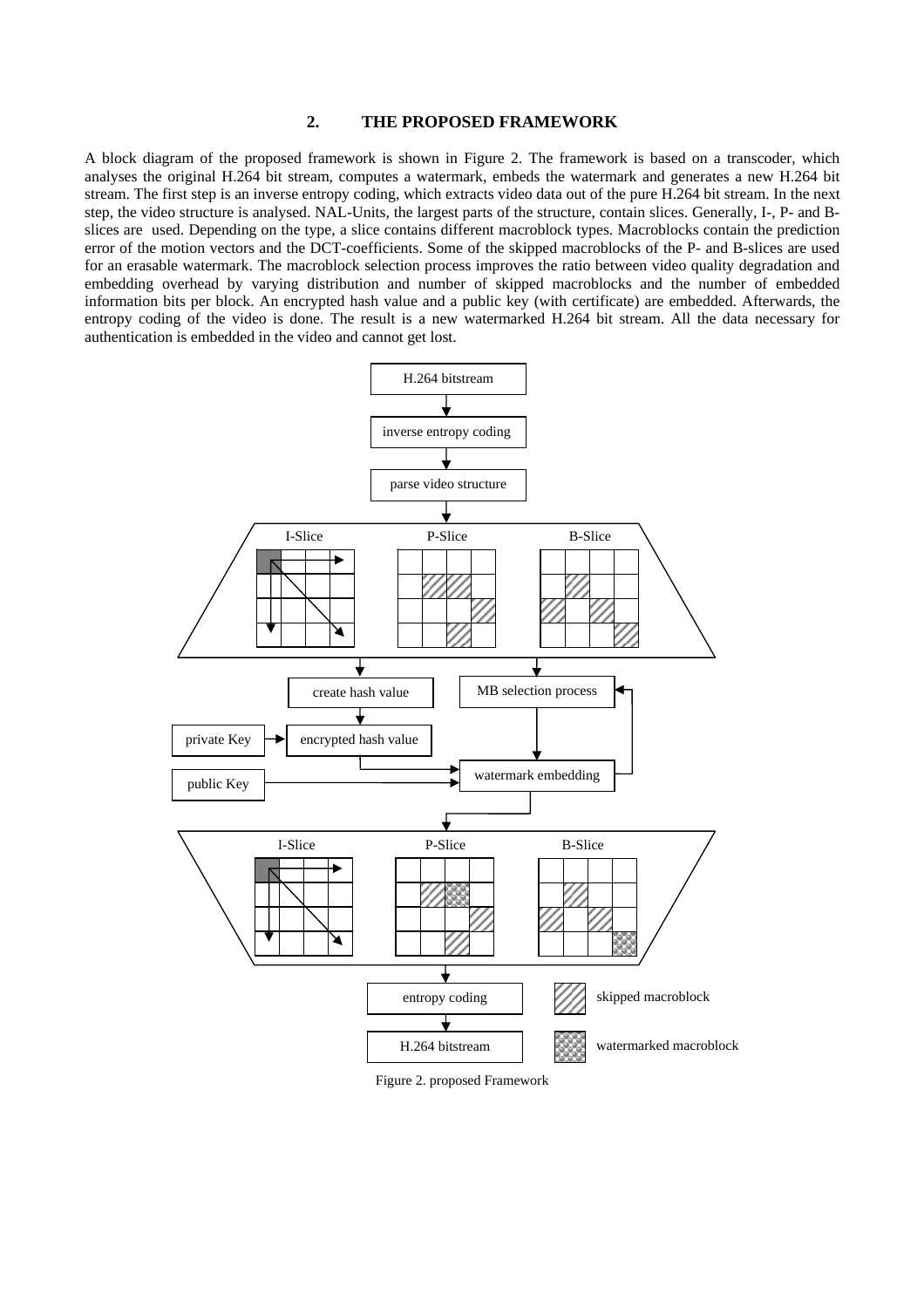## 2. THE PROPOSED FRAMEWORK

A block diagram of the proposed framework is shown in Figure 2. The framework is based on a transcoder, which analyses the original H.264 bit stream, computes a watermark, embeds the watermark and generates a new H.264 bit stream. The first step is an inverse entropy coding, which extracts video data out of the pure H.264 bit stream. In the next step, the video structure is analysed. NAL-Units, the largest parts of the structure, contain slices. Generally, I-, P- and B-slices are used. Depending on the type, a slice contains different macroblock types. Macroblocks contain the prediction error of the motion vectors and the DCT-coefficients. Some of the skipped macroblocks of the P- and B-slices are used for an erasable watermark. The macroblock selection process improves the ratio between video quality degradation and embedding overhead by varying distribution and number of skipped macroblocks and the number of embedded information bits per block. An encrypted hash value and a public key (with certificate) are embedded. Afterwards, the entropy coding of the video is done. The result is a new watermarked H.264 bit stream. All the data necessary for authentication is embedded in the video and cannot get lost.

Figure 2. proposed Framework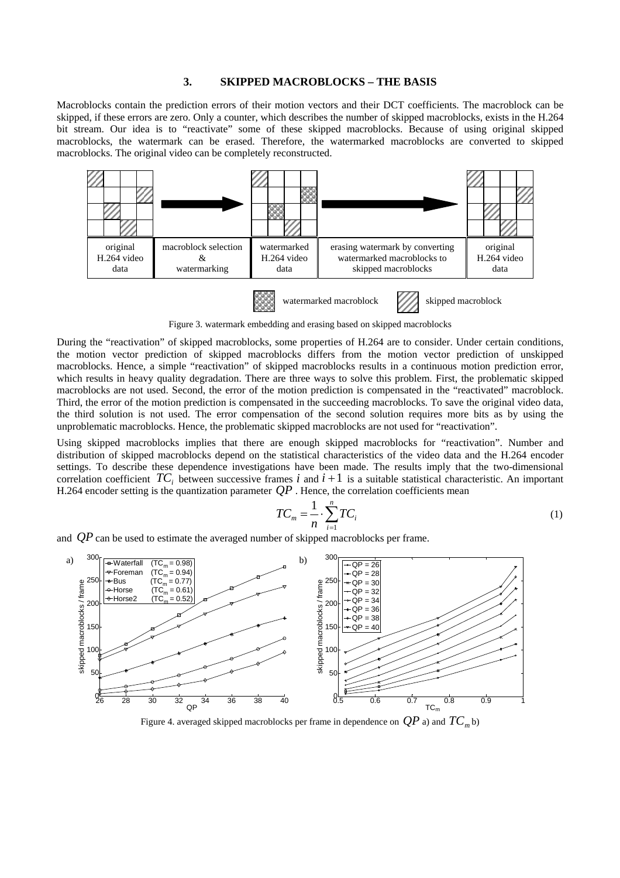## 3. SKIPPED MACROBLOCKS – THE BASIS

Macroblocks contain the prediction errors of their motion vectors and their DCT coefficients. The macroblock can be skipped, if these errors are zero. Only a counter, which describes the number of skipped macroblocks, exists in the H.264 bit stream. Our idea is to "reactivate" some of these skipped macroblocks. Because of using original skipped macroblocks, the watermark can be erased. Therefore, the watermarked macroblocks are converted to skipped macroblocks. The original video can be completely reconstructed.

Figure 3. watermark embedding and erasing based on skipped macroblocks

During the "reactivation" of skipped macroblocks, some properties of H.264 are to consider. Under certain conditions, the motion vector prediction of skipped macroblocks differs from the motion vector prediction of unskipped macroblocks. Hence, a simple "reactivation" of skipped macroblocks results in a continuous motion prediction error, which results in heavy quality degradation. There are three ways to solve this problem. First, the problematic skipped macroblocks are not used. Second, the error of the motion prediction is compensated in the "reactivated" macroblock. Third, the error of the motion prediction is compensated in the succeeding macroblocks. To save the original video data, the third solution is not used. The error compensation of the second solution requires more bits as by using the unproblematic macroblocks. Hence, the problematic skipped macroblocks are not used for "reactivation".

Using skipped macroblocks implies that there are enough skipped macroblocks for "reactivation". Number and distribution of skipped macroblocks depend on the statistical characteristics of the video data and the H.264 encoder settings. To describe these dependence investigations have been made. The results imply that the two-dimensional correlation coefficient $TC_i$ between successive frames $i$ and $i+1$ is a suitable statistical characteristic. An important H.264 encoder setting is the quantization parameter $QP$. Hence, the correlation coefficients mean

$$TC_m = \frac{1}{n} \cdot \sum_{i=1}^{n} TC_i \tag{1}$$

and $QP$ can be used to estimate the averaged number of skipped macroblocks per frame.

Figure 4. averaged skipped macroblocks per frame in dependence on $QP$ a) and $TC_m$ b)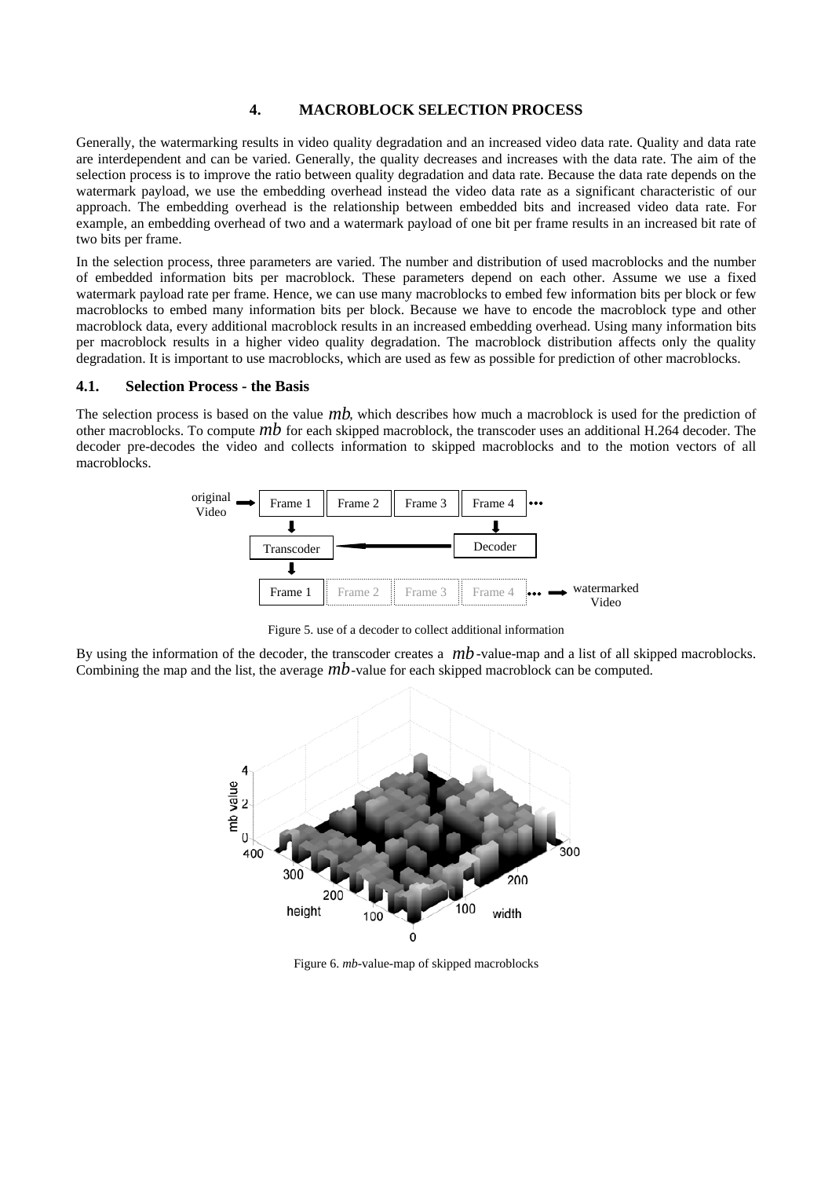## 4. MACROBLOCK SELECTION PROCESS

Generally, the watermarking results in video quality degradation and an increased video data rate. Quality and data rate are interdependent and can be varied. Generally, the quality decreases and increases with the data rate. The aim of the selection process is to improve the ratio between quality degradation and data rate. Because the data rate depends on the watermark payload, we use the embedding overhead instead the video data rate as a significant characteristic of our approach. The embedding overhead is the relationship between embedded bits and increased video data rate. For example, an embedding overhead of two and a watermark payload of one bit per frame results in an increased bit rate of two bits per frame.

In the selection process, three parameters are varied. The number and distribution of used macroblocks and the number of embedded information bits per macroblock. These parameters depend on each other. Assume we use a fixed watermark payload rate per frame. Hence, we can use many macroblocks to embed few information bits per block or few macroblocks to embed many information bits per block. Because we have to encode the macroblock type and other macroblock data, every additional macroblock results in an increased embedding overhead. Using many information bits per macroblock results in a higher video quality degradation. The macroblock distribution affects only the quality degradation. It is important to use macroblocks, which are used as few as possible for prediction of other macroblocks.

### 4.1. Selection Process - the Basis

The selection process is based on the value $mb$, which describes how much a macroblock is used for the prediction of other macroblocks. To compute $mb$ for each skipped macroblock, the transcoder uses an additional H.264 decoder. The decoder pre-decodes the video and collects information to skipped macroblocks and to the motion vectors of all macroblocks.

original Video
Frame 1
Frame 2
Frame 3
Frame 4
Transcoder
Decoder
Frame 1
Frame 2
Frame 3
Frame 4
watermarked Video

Figure 5. use of a decoder to collect additional information

By using the information of the decoder, the transcoder creates a $mb$-value-map and a list of all skipped macroblocks. Combining the map and the list, the average $mb$-value for each skipped macroblock can be computed.

mb value
4
2
0
400
300
200
height
100
0
100
200
300
width

Figure 6. *mb*-value-map of skipped macroblocks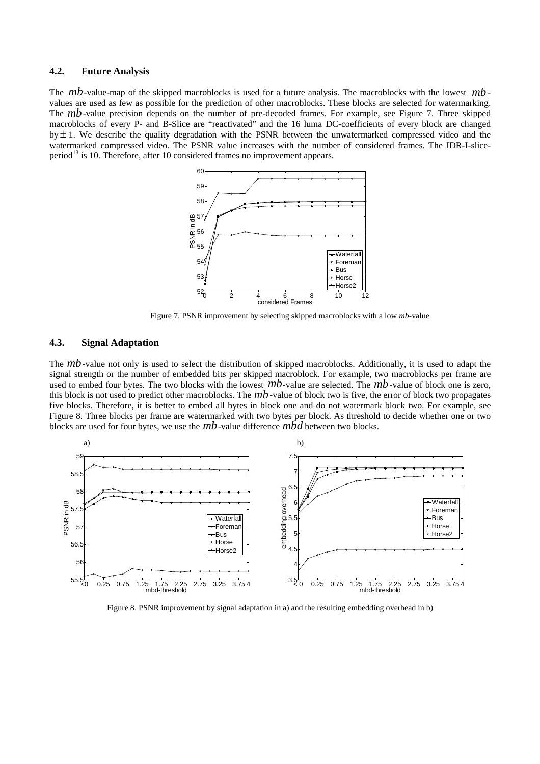### 4.2. Future Analysis

The $mb$-value-map of the skipped macroblocks is used for a future analysis. The macroblocks with the lowest $mb$-values are used as few as possible for the prediction of other macroblocks. These blocks are selected for watermarking. The $mb$-value precision depends on the number of pre-decoded frames. For example, see Figure 7. Three skipped macroblocks of every P- and B-Slice are "reactivated" and the 16 luma DC-coefficients of every block are changed by $\pm 1$. We describe the quality degradation with the PSNR between the unwatermarked compressed video and the watermarked compressed video. The PSNR value increases with the number of considered frames. The IDR-I-slice-period[13] is 10. Therefore, after 10 considered frames no improvement appears.

Figure 7. PSNR improvement by selecting skipped macroblocks with a low *mb*-value

### 4.3. Signal Adaptation

The $mb$-value not only is used to select the distribution of skipped macroblocks. Additionally, it is used to adapt the signal strength or the number of embedded bits per skipped macroblock. For example, two macroblocks per frame are used to embed four bytes. The two blocks with the lowest $mb$-value are selected. The $mb$-value of block one is zero, this block is not used to predict other macroblocks. The $mb$-value of block two is five, the error of block two propagates five blocks. Therefore, it is better to embed all bytes in block one and do not watermark block two. For example, see Figure 8. Three blocks per frame are watermarked with two bytes per block. As threshold to decide whether one or two blocks are used for four bytes, we use the $mb$-value difference $mbd$ between two blocks.

Figure 8. PSNR improvement by signal adaptation in a) and the resulting embedding overhead in b)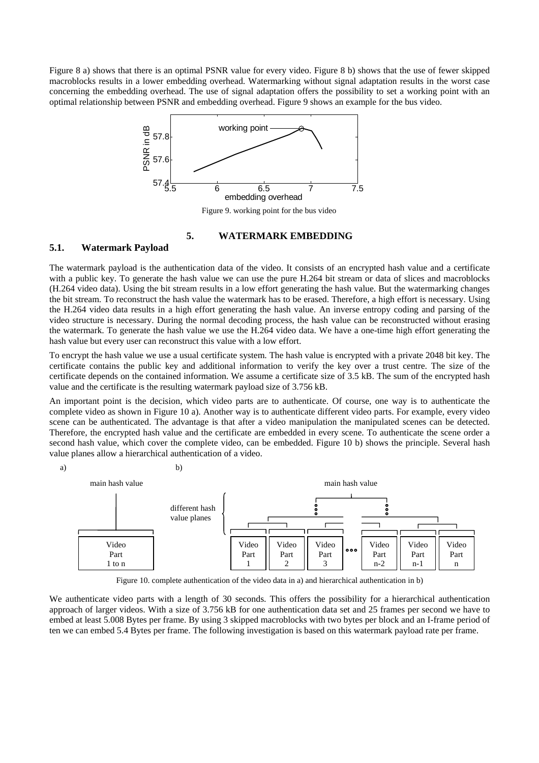Figure 8 a) shows that there is an optimal PSNR value for every video. Figure 8 b) shows that the use of fewer skipped macroblocks results in a lower embedding overhead. Watermarking without signal adaptation results in the worst case concerning the embedding overhead. The use of signal adaptation offers the possibility to set a working point with an optimal relationship between PSNR and embedding overhead. Figure 9 shows an example for the bus video.

Figure 9. working point for the bus video

## 5. WATERMARK EMBEDDING

### 5.1. Watermark Payload

The watermark payload is the authentication data of the video. It consists of an encrypted hash value and a certificate with a public key. To generate the hash value we can use the pure H.264 bit stream or data of slices and macroblocks (H.264 video data). Using the bit stream results in a low effort generating the hash value. But the watermarking changes the bit stream. To reconstruct the hash value the watermark has to be erased. Therefore, a high effort is necessary. Using the H.264 video data results in a high effort generating the hash value. An inverse entropy coding and parsing of the video structure is necessary. During the normal decoding process, the hash value can be reconstructed without erasing the watermark. To generate the hash value we use the H.264 video data. We have a one-time high effort generating the hash value but every user can reconstruct this value with a low effort.

To encrypt the hash value we use a usual certificate system. The hash value is encrypted with a private 2048 bit key. The certificate contains the public key and additional information to verify the key over a trust centre. The size of the certificate depends on the contained information. We assume a certificate size of 3.5 kB. The sum of the encrypted hash value and the certificate is the resulting watermark payload size of 3.756 kB.

An important point is the decision, which video parts are to authenticate. Of course, one way is to authenticate the complete video as shown in Figure 10 a). Another way is to authenticate different video parts. For example, every video scene can be authenticated. The advantage is that after a video manipulation the manipulated scenes can be detected. Therefore, the encrypted hash value and the certificate are embedded in every scene. To authenticate the scene order a second hash value, which cover the complete video, can be embedded. Figure 10 b) shows the principle. Several hash value planes allow a hierarchical authentication of a video.

Figure 10. complete authentication of the video data in a) and hierarchical authentication in b)

We authenticate video parts with a length of 30 seconds. This offers the possibility for a hierarchical authentication approach of larger videos. With a size of 3.756 kB for one authentication data set and 25 frames per second we have to embed at least 5.008 Bytes per frame. By using 3 skipped macroblocks with two bytes per block and an I-frame period of ten we can embed 5.4 Bytes per frame. The following investigation is based on this watermark payload rate per frame.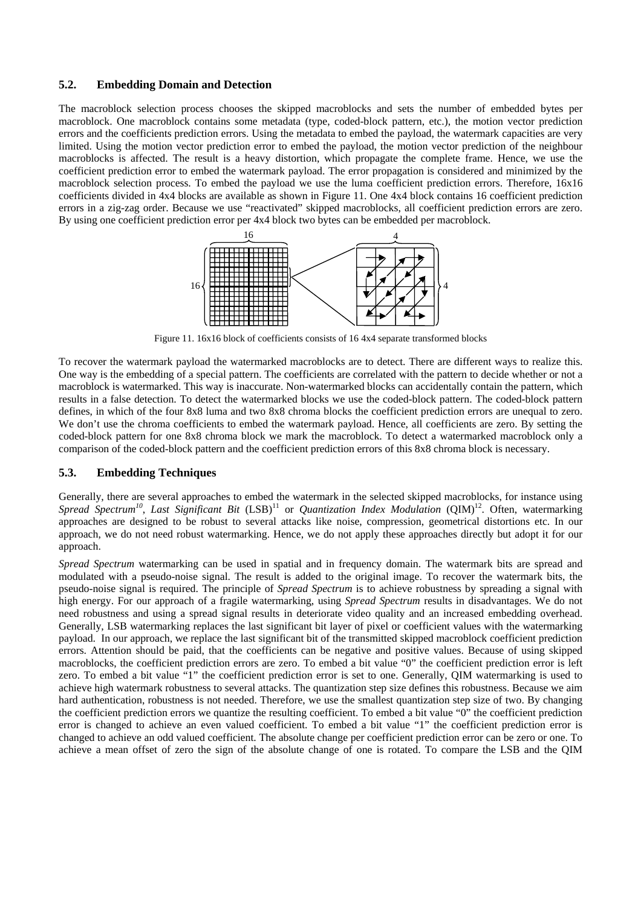### 5.2. Embedding Domain and Detection

The macroblock selection process chooses the skipped macroblocks and sets the number of embedded bytes per macroblock. One macroblock contains some metadata (type, coded-block pattern, etc.), the motion vector prediction errors and the coefficients prediction errors. Using the metadata to embed the payload, the watermark capacities are very limited. Using the motion vector prediction error to embed the payload, the motion vector prediction of the neighbour macroblocks is affected. The result is a heavy distortion, which propagate the complete frame. Hence, we use the coefficient prediction error to embed the watermark payload. The error propagation is considered and minimized by the macroblock selection process. To embed the payload we use the luma coefficient prediction errors. Therefore, 16x16 coefficients divided in 4x4 blocks are available as shown in Figure 11. One 4x4 block contains 16 coefficient prediction errors in a zig-zag order. Because we use "reactivated" skipped macroblocks, all coefficient prediction errors are zero. By using one coefficient prediction error per 4x4 block two bytes can be embedded per macroblock.

Figure 11. 16x16 block of coefficients consists of 16 4x4 separate transformed blocks

To recover the watermark payload the watermarked macroblocks are to detect. There are different ways to realize this. One way is the embedding of a special pattern. The coefficients are correlated with the pattern to decide whether or not a macroblock is watermarked. This way is inaccurate. Non-watermarked blocks can accidentally contain the pattern, which results in a false detection. To detect the watermarked blocks we use the coded-block pattern. The coded-block pattern defines, in which of the four 8x8 luma and two 8x8 chroma blocks the coefficient prediction errors are unequal to zero. We don't use the chroma coefficients to embed the watermark payload. Hence, all coefficients are zero. By setting the coded-block pattern for one 8x8 chroma block we mark the macroblock. To detect a watermarked macroblock only a comparison of the coded-block pattern and the coefficient prediction errors of this 8x8 chroma block is necessary.

### 5.3. Embedding Techniques

Generally, there are several approaches to embed the watermark in the selected skipped macroblocks, for instance using *Spread Spectrum*[10], *Last Significant Bit* (LSB)[11] or *Quantization Index Modulation* (QIM)[12]. Often, watermarking approaches are designed to be robust to several attacks like noise, compression, geometrical distortions etc. In our approach, we do not need robust watermarking. Hence, we do not apply these approaches directly but adopt it for our approach.

*Spread Spectrum* watermarking can be used in spatial and in frequency domain. The watermark bits are spread and modulated with a pseudo-noise signal. The result is added to the original image. To recover the watermark bits, the pseudo-noise signal is required. The principle of *Spread Spectrum* is to achieve robustness by spreading a signal with high energy. For our approach of a fragile watermarking, using *Spread Spectrum* results in disadvantages. We do not need robustness and using a spread signal results in deteriorate video quality and an increased embedding overhead. Generally, LSB watermarking replaces the last significant bit layer of pixel or coefficient values with the watermarking payload. In our approach, we replace the last significant bit of the transmitted skipped macroblock coefficient prediction errors. Attention should be paid, that the coefficients can be negative and positive values. Because of using skipped macroblocks, the coefficient prediction errors are zero. To embed a bit value "0" the coefficient prediction error is left zero. To embed a bit value "1" the coefficient prediction error is set to one. Generally, QIM watermarking is used to achieve high watermark robustness to several attacks. The quantization step size defines this robustness. Because we aim hard authentication, robustness is not needed. Therefore, we use the smallest quantization step size of two. By changing the coefficient prediction errors we quantize the resulting coefficient. To embed a bit value "0" the coefficient prediction error is changed to achieve an even valued coefficient. To embed a bit value "1" the coefficient prediction error is changed to achieve an odd valued coefficient. The absolute change per coefficient prediction error can be zero or one. To achieve a mean offset of zero the sign of the absolute change of one is rotated. To compare the LSB and the QIM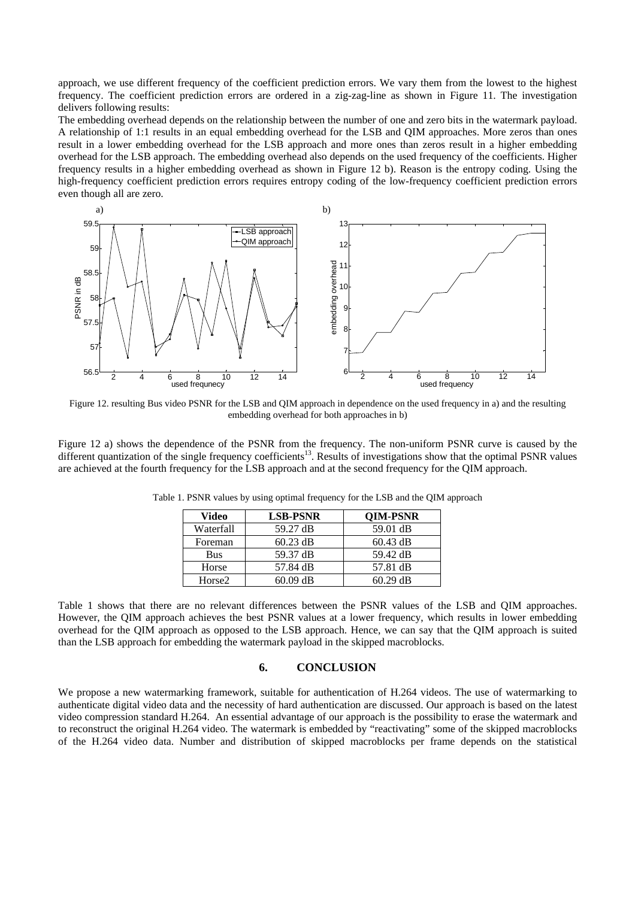approach, we use different frequency of the coefficient prediction errors. We vary them from the lowest to the highest frequency. The coefficient prediction errors are ordered in a zig-zag-line as shown in Figure 11. The investigation delivers following results:

The embedding overhead depends on the relationship between the number of one and zero bits in the watermark payload. A relationship of 1:1 results in an equal embedding overhead for the LSB and QIM approaches. More zeros than ones result in a lower embedding overhead for the LSB approach and more ones than zeros result in a higher embedding overhead for the LSB approach. The embedding overhead also depends on the used frequency of the coefficients. Higher frequency results in a higher embedding overhead as shown in Figure 12 b). Reason is the entropy coding. Using the high-frequency coefficient prediction errors requires entropy coding of the low-frequency coefficient prediction errors even though all are zero.

Figure 12. resulting Bus video PSNR for the LSB and QIM approach in dependence on the used frequency in a) and the resulting embedding overhead for both approaches in b)

Figure 12 a) shows the dependence of the PSNR from the frequency. The non-uniform PSNR curve is caused by the different quantization of the single frequency coefficients[13]. Results of investigations show that the optimal PSNR values are achieved at the fourth frequency for the LSB approach and at the second frequency for the QIM approach.

Table 1. PSNR values by using optimal frequency for the LSB and the QIM approach

| Video | LSB-PSNR | QIM-PSNR |
|---|---|---|
| Waterfall | 59.27 dB | 59.01 dB |
| Foreman | 60.23 dB | 60.43 dB |
| Bus | 59.37 dB | 59.42 dB |
| Horse | 57.84 dB | 57.81 dB |
| Horse2 | 60.09 dB | 60.29 dB |

Table 1 shows that there are no relevant differences between the PSNR values of the LSB and QIM approaches. However, the QIM approach achieves the best PSNR values at a lower frequency, which results in lower embedding overhead for the QIM approach as opposed to the LSB approach. Hence, we can say that the QIM approach is suited than the LSB approach for embedding the watermark payload in the skipped macroblocks.

## 6. CONCLUSION

We propose a new watermarking framework, suitable for authentication of H.264 videos. The use of watermarking to authenticate digital video data and the necessity of hard authentication are discussed. Our approach is based on the latest video compression standard H.264. An essential advantage of our approach is the possibility to erase the watermark and to reconstruct the original H.264 video. The watermark is embedded by "reactivating" some of the skipped macroblocks of the H.264 video data. Number and distribution of skipped macroblocks per frame depends on the statistical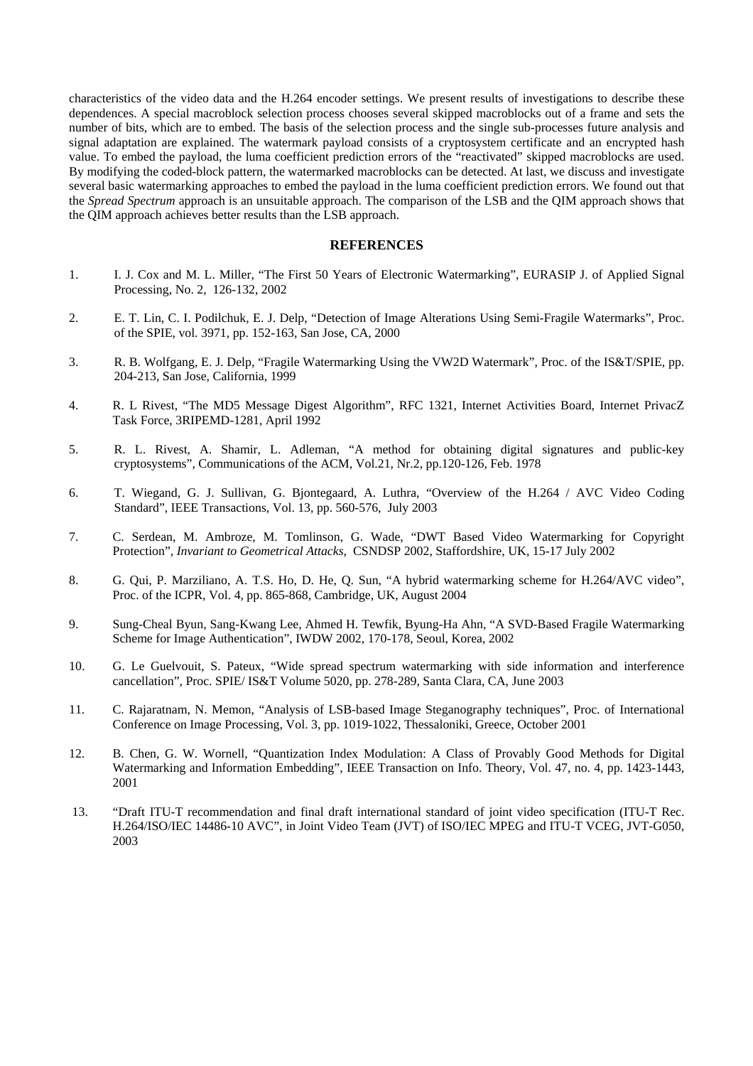characteristics of the video data and the H.264 encoder settings. We present results of investigations to describe these dependences. A special macroblock selection process chooses several skipped macroblocks out of a frame and sets the number of bits, which are to embed. The basis of the selection process and the single sub-processes future analysis and signal adaptation are explained. The watermark payload consists of a cryptosystem certificate and an encrypted hash value. To embed the payload, the luma coefficient prediction errors of the "reactivated" skipped macroblocks are used. By modifying the coded-block pattern, the watermarked macroblocks can be detected. At last, we discuss and investigate several basic watermarking approaches to embed the payload in the luma coefficient prediction errors. We found out that the *Spread Spectrum* approach is an unsuitable approach. The comparison of the LSB and the QIM approach shows that the QIM approach achieves better results than the LSB approach.

## REFERENCES

1. I. J. Cox and M. L. Miller, "The First 50 Years of Electronic Watermarking", EURASIP J. of Applied Signal Processing, No. 2, 126-132, 2002

2. E. T. Lin, C. I. Podilchuk, E. J. Delp, "Detection of Image Alterations Using Semi-Fragile Watermarks", Proc. of the SPIE, vol. 3971, pp. 152-163, San Jose, CA, 2000

3. R. B. Wolfgang, E. J. Delp, "Fragile Watermarking Using the VW2D Watermark", Proc. of the IS&T/SPIE, pp. 204-213, San Jose, California, 1999

4. R. L Rivest, "The MD5 Message Digest Algorithm", RFC 1321, Internet Activities Board, Internet PrivacZ Task Force, 3RIPEMD-1281, April 1992

5. R. L. Rivest, A. Shamir, L. Adleman, "A method for obtaining digital signatures and public-key cryptosystems", Communications of the ACM, Vol.21, Nr.2, pp.120-126, Feb. 1978

6. T. Wiegand, G. J. Sullivan, G. Bjontegaard, A. Luthra, "Overview of the H.264 / AVC Video Coding Standard", IEEE Transactions, Vol. 13, pp. 560-576, July 2003

7. C. Serdean, M. Ambroze, M. Tomlinson, G. Wade, "DWT Based Video Watermarking for Copyright Protection", *Invariant to Geometrical Attacks,* CSNDSP 2002, Staffordshire, UK, 15-17 July 2002

8. G. Qui, P. Marziliano, A. T.S. Ho, D. He, Q. Sun, "A hybrid watermarking scheme for H.264/AVC video", Proc. of the ICPR, Vol. 4, pp. 865-868, Cambridge, UK, August 2004

9. Sung-Cheal Byun, Sang-Kwang Lee, Ahmed H. Tewfik, Byung-Ha Ahn, "A SVD-Based Fragile Watermarking Scheme for Image Authentication", IWDW 2002, 170-178, Seoul, Korea, 2002

10. G. Le Guelvouit, S. Pateux, "Wide spread spectrum watermarking with side information and interference cancellation", Proc. SPIE/ IS&T Volume 5020, pp. 278-289, Santa Clara, CA, June 2003

11. C. Rajaratnam, N. Memon, "Analysis of LSB-based Image Steganography techniques", Proc. of International Conference on Image Processing, Vol. 3, pp. 1019-1022, Thessaloniki, Greece, October 2001

12. B. Chen, G. W. Wornell, "Quantization Index Modulation: A Class of Provably Good Methods for Digital Watermarking and Information Embedding", IEEE Transaction on Info. Theory, Vol. 47, no. 4, pp. 1423-1443, 2001

13. "Draft ITU-T recommendation and final draft international standard of joint video specification (ITU-T Rec. H.264/ISO/IEC 14486-10 AVC", in Joint Video Team (JVT) of ISO/IEC MPEG and ITU-T VCEG, JVT-G050, 2003